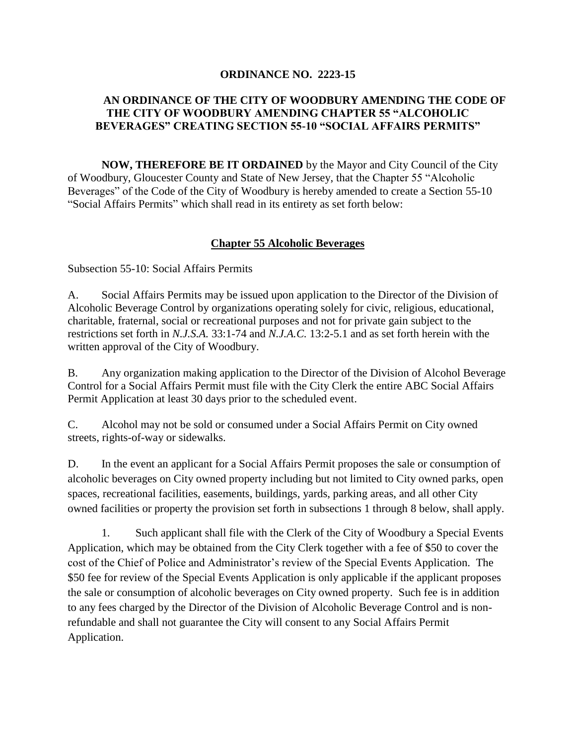**ORDINANCE NO. 2223-15**

**AN ORDINANCE OF THE CITY OF WOODBURY AMENDING THE CODE OF THE CITY OF WOODBURY AMENDING CHAPTER 55 "ALCOHOLIC BEVERAGES" CREATING SECTION 55-10 "SOCIAL AFFAIRS PERMITS"**

**NOW, THEREFORE BE IT ORDAINED** by the Mayor and City Council of the City of Woodbury, Gloucester County and State of New Jersey, that the Chapter 55 "Alcoholic Beverages" of the Code of the City of Woodbury is hereby amended to create a Section 55-10 "Social Affairs Permits" which shall read in its entirety as set forth below:

## Chapter 55 Alcoholic Beverages

Subsection 55-10: Social Affairs Permits

A. Social Affairs Permits may be issued upon application to the Director of the Division of Alcoholic Beverage Control by organizations operating solely for civic, religious, educational, charitable, fraternal, social or recreational purposes and not for private gain subject to the restrictions set forth in *N.J.S.A.* 33:1-74 and *N.J.A.C.* 13:2-5.1 and as set forth herein with the written approval of the City of Woodbury.

B. Any organization making application to the Director of the Division of Alcohol Beverage Control for a Social Affairs Permit must file with the City Clerk the entire ABC Social Affairs Permit Application at least 30 days prior to the scheduled event.

C. Alcohol may not be sold or consumed under a Social Affairs Permit on City owned streets, rights-of-way or sidewalks.

D. In the event an applicant for a Social Affairs Permit proposes the sale or consumption of alcoholic beverages on City owned property including but not limited to City owned parks, open spaces, recreational facilities, easements, buildings, yards, parking areas, and all other City owned facilities or property the provision set forth in subsections 1 through 8 below, shall apply.

1. Such applicant shall file with the Clerk of the City of Woodbury a Special Events Application, which may be obtained from the City Clerk together with a fee of $50 to cover the cost of the Chief of Police and Administrator's review of the Special Events Application. The $50 fee for review of the Special Events Application is only applicable if the applicant proposes the sale or consumption of alcoholic beverages on City owned property. Such fee is in addition to any fees charged by the Director of the Division of Alcoholic Beverage Control and is non-refundable and shall not guarantee the City will consent to any Social Affairs Permit Application.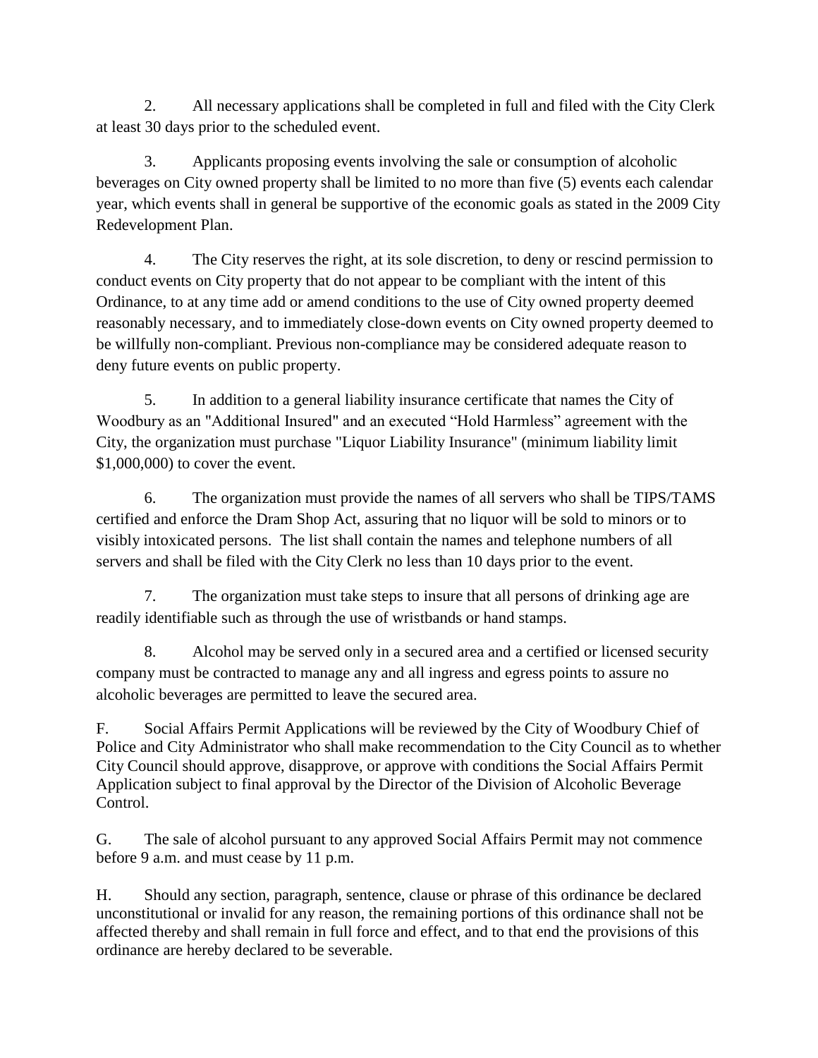2. All necessary applications shall be completed in full and filed with the City Clerk at least 30 days prior to the scheduled event.

3. Applicants proposing events involving the sale or consumption of alcoholic beverages on City owned property shall be limited to no more than five (5) events each calendar year, which events shall in general be supportive of the economic goals as stated in the 2009 City Redevelopment Plan.

4. The City reserves the right, at its sole discretion, to deny or rescind permission to conduct events on City property that do not appear to be compliant with the intent of this Ordinance, to at any time add or amend conditions to the use of City owned property deemed reasonably necessary, and to immediately close-down events on City owned property deemed to be willfully non-compliant. Previous non-compliance may be considered adequate reason to deny future events on public property.

5. In addition to a general liability insurance certificate that names the City of Woodbury as an "Additional Insured" and an executed “Hold Harmless” agreement with the City, the organization must purchase "Liquor Liability Insurance" (minimum liability limit $1,000,000) to cover the event.

6. The organization must provide the names of all servers who shall be TIPS/TAMS certified and enforce the Dram Shop Act, assuring that no liquor will be sold to minors or to visibly intoxicated persons. The list shall contain the names and telephone numbers of all servers and shall be filed with the City Clerk no less than 10 days prior to the event.

7. The organization must take steps to insure that all persons of drinking age are readily identifiable such as through the use of wristbands or hand stamps.

8. Alcohol may be served only in a secured area and a certified or licensed security company must be contracted to manage any and all ingress and egress points to assure no alcoholic beverages are permitted to leave the secured area.

F. Social Affairs Permit Applications will be reviewed by the City of Woodbury Chief of Police and City Administrator who shall make recommendation to the City Council as to whether City Council should approve, disapprove, or approve with conditions the Social Affairs Permit Application subject to final approval by the Director of the Division of Alcoholic Beverage Control.

G. The sale of alcohol pursuant to any approved Social Affairs Permit may not commence before 9 a.m. and must cease by 11 p.m.

H. Should any section, paragraph, sentence, clause or phrase of this ordinance be declared unconstitutional or invalid for any reason, the remaining portions of this ordinance shall not be affected thereby and shall remain in full force and effect, and to that end the provisions of this ordinance are hereby declared to be severable.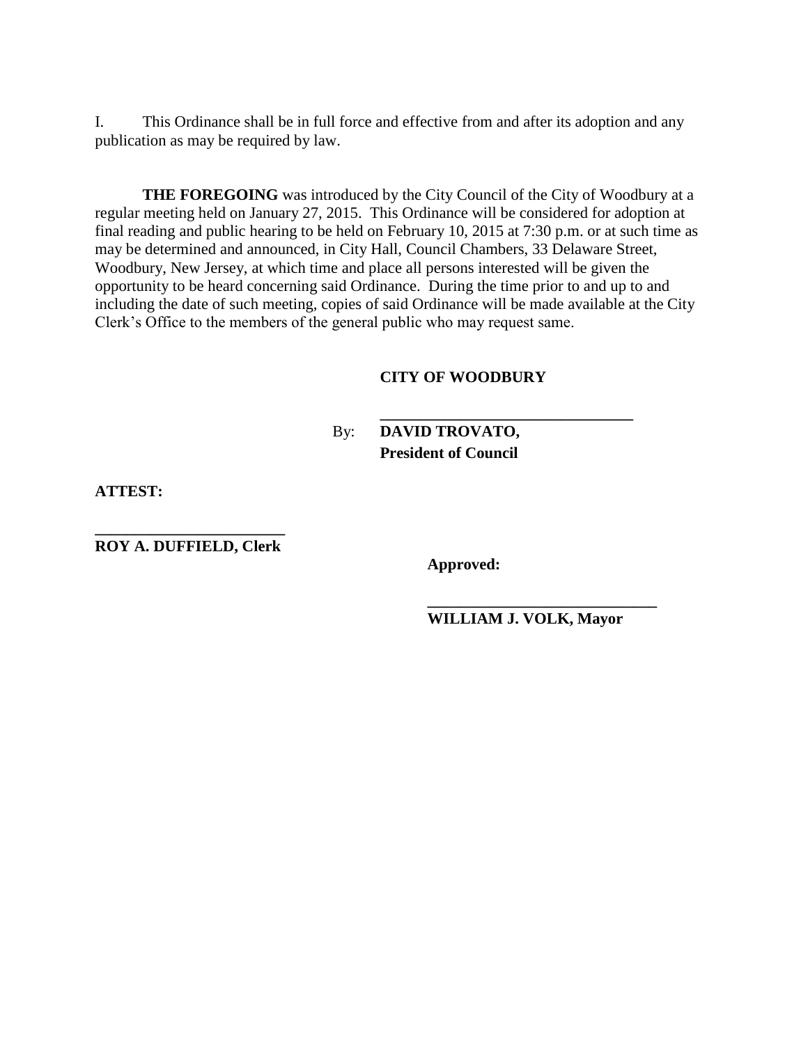I. This Ordinance shall be in full force and effective from and after its adoption and any publication as may be required by law.

**THE FOREGOING** was introduced by the City Council of the City of Woodbury at a regular meeting held on January 27, 2015. This Ordinance will be considered for adoption at final reading and public hearing to be held on February 10, 2015 at 7:30 p.m. or at such time as may be determined and announced, in City Hall, Council Chambers, 33 Delaware Street, Woodbury, New Jersey, at which time and place all persons interested will be given the opportunity to be heard concerning said Ordinance. During the time prior to and up to and including the date of such meeting, copies of said Ordinance will be made available at the City Clerk's Office to the members of the general public who may request same.

**CITY OF WOODBURY**

By: ________________________________
**DAVID TROVATO,**
**President of Council**

**ATTEST:**

________________________
**ROY A. DUFFIELD, Clerk**

**Approved:**

_____________________________
**WILLIAM J. VOLK, Mayor**